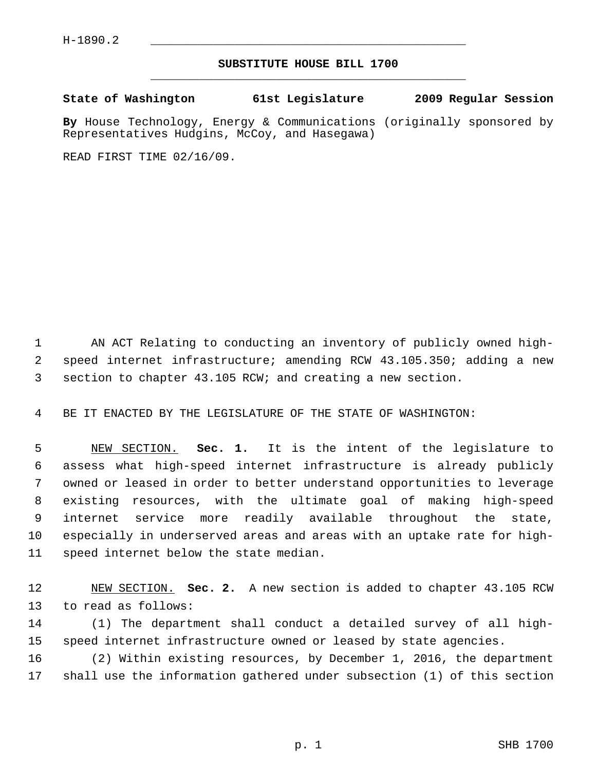H-1890.2

**SUBSTITUTE HOUSE BILL 1700**

**State of Washington 61st Legislature 2009 Regular Session**

**By** House Technology, Energy & Communications (originally sponsored by Representatives Hudgins, McCoy, and Hasegawa)

READ FIRST TIME 02/16/09.

AN ACT Relating to conducting an inventory of publicly owned high-speed internet infrastructure; amending RCW 43.105.350; adding a new section to chapter 43.105 RCW; and creating a new section.

BE IT ENACTED BY THE LEGISLATURE OF THE STATE OF WASHINGTON:

NEW SECTION. **Sec. 1.** It is the intent of the legislature to assess what high-speed internet infrastructure is already publicly owned or leased in order to better understand opportunities to leverage existing resources, with the ultimate goal of making high-speed internet service more readily available throughout the state, especially in underserved areas and areas with an uptake rate for high-speed internet below the state median.

NEW SECTION. **Sec. 2.** A new section is added to chapter 43.105 RCW to read as follows:

(1) The department shall conduct a detailed survey of all high-speed internet infrastructure owned or leased by state agencies.

(2) Within existing resources, by December 1, 2016, the department shall use the information gathered under subsection (1) of this section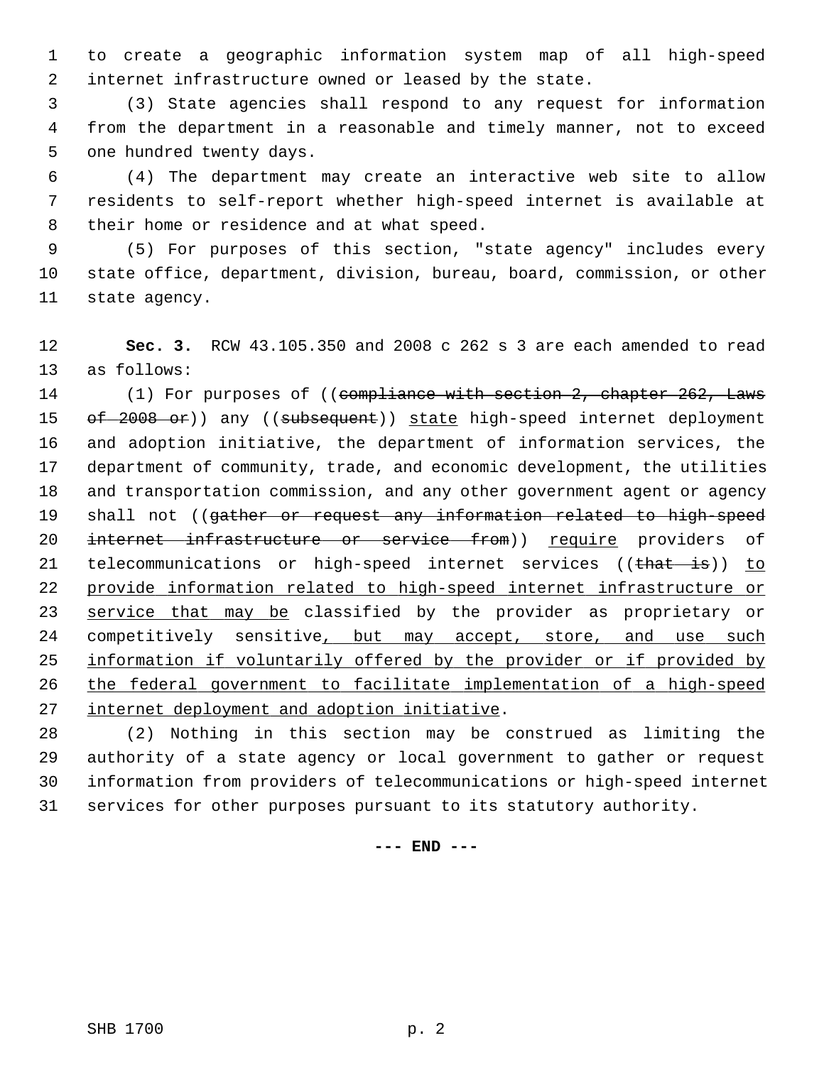to create a geographic information system map of all high-speed internet infrastructure owned or leased by the state.

(3) State agencies shall respond to any request for information from the department in a reasonable and timely manner, not to exceed one hundred twenty days.

(4) The department may create an interactive web site to allow residents to self-report whether high-speed internet is available at their home or residence and at what speed.

(5) For purposes of this section, "state agency" includes every state office, department, division, bureau, board, commission, or other state agency.

**Sec. 3.** RCW 43.105.350 and 2008 c 262 s 3 are each amended to read as follows:

(1) For purposes of ((~~compliance with section 2, chapter 262, Laws of 2008 or~~)) any ((~~subsequent~~)) <u>state</u> high-speed internet deployment and adoption initiative, the department of information services, the department of community, trade, and economic development, the utilities and transportation commission, and any other government agent or agency shall not ((~~gather or request any information related to high-speed internet infrastructure or service from~~)) <u>require</u> providers of telecommunications or high-speed internet services ((~~that is~~)) <u>to provide information related to high-speed internet infrastructure or service that may be</u> classified by the provider as proprietary or competitively sensitive<u>, but may accept, store, and use such information if voluntarily offered by the provider or if provided by the federal government to facilitate implementation of a high-speed internet deployment and adoption initiative</u>.

(2) Nothing in this section may be construed as limiting the authority of a state agency or local government to gather or request information from providers of telecommunications or high-speed internet services for other purposes pursuant to its statutory authority.

**--- END ---**